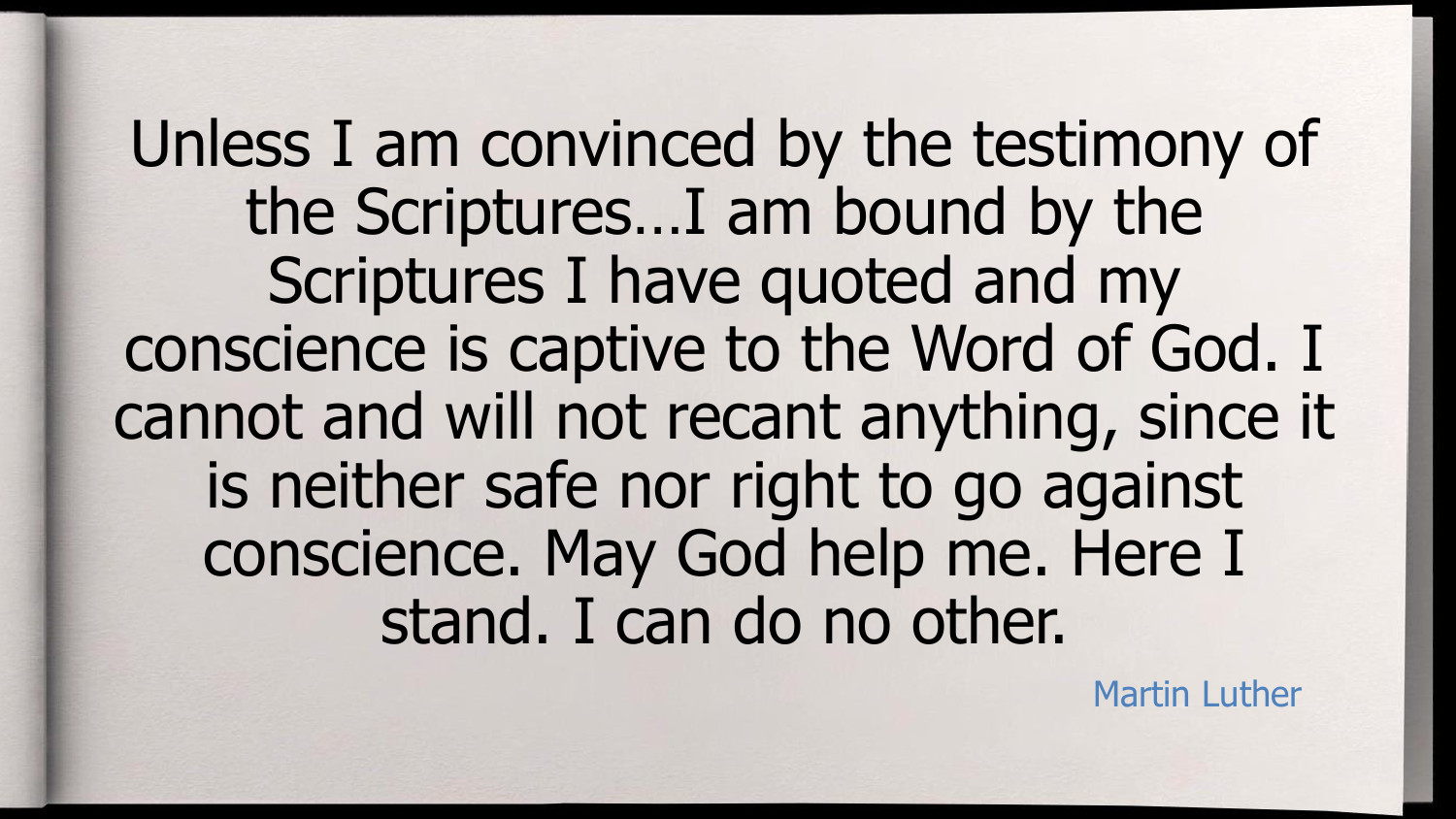Unless I am convinced by the testimony of the Scriptures…I am bound by the Scriptures I have quoted and my conscience is captive to the Word of God. I cannot and will not recant anything, since it is neither safe nor right to go against conscience. May God help me. Here I stand. I can do no other.

Martin Luther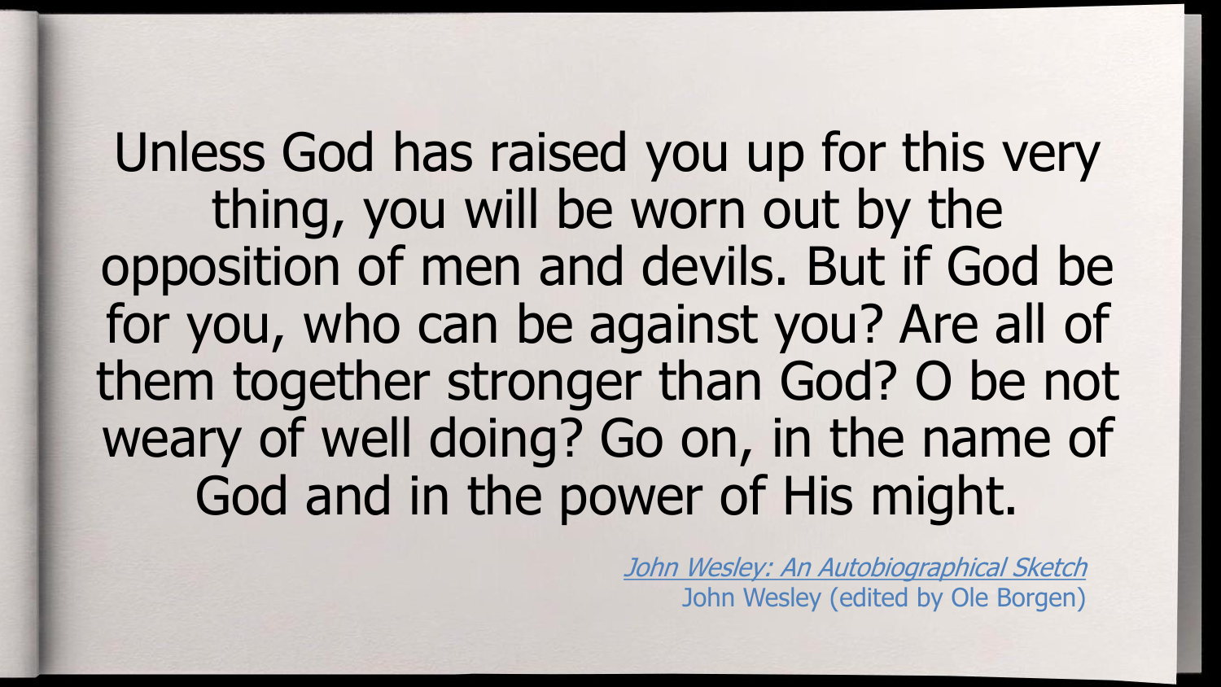Unless God has raised you up for this very thing, you will be worn out by the opposition of men and devils. But if God be for you, who can be against you? Are all of them together stronger than God? O be not weary of well doing? Go on, in the name of God and in the power of His might.

*John Wesley: An Autobiographical Sketch*
John Wesley (edited by Ole Borgen)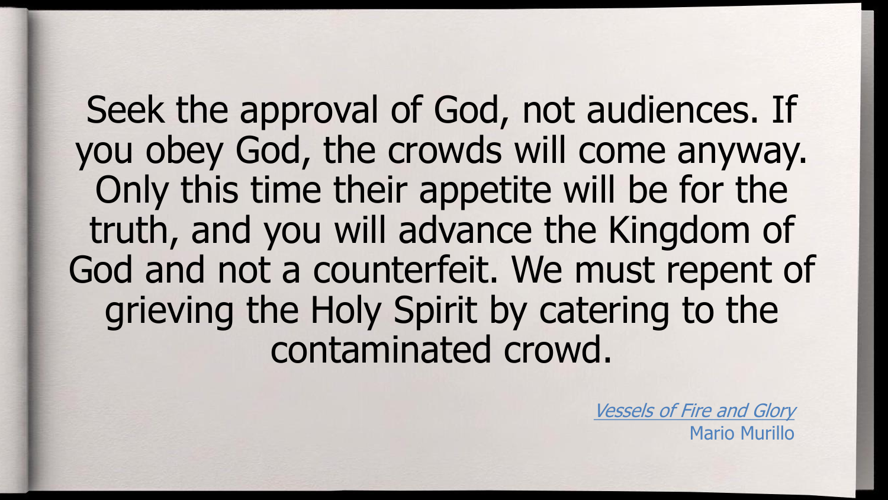Seek the approval of God, not audiences. If you obey God, the crowds will come anyway. Only this time their appetite will be for the truth, and you will advance the Kingdom of God and not a counterfeit. We must repent of grieving the Holy Spirit by catering to the contaminated crowd.

*Vessels of Fire and Glory*
Mario Murillo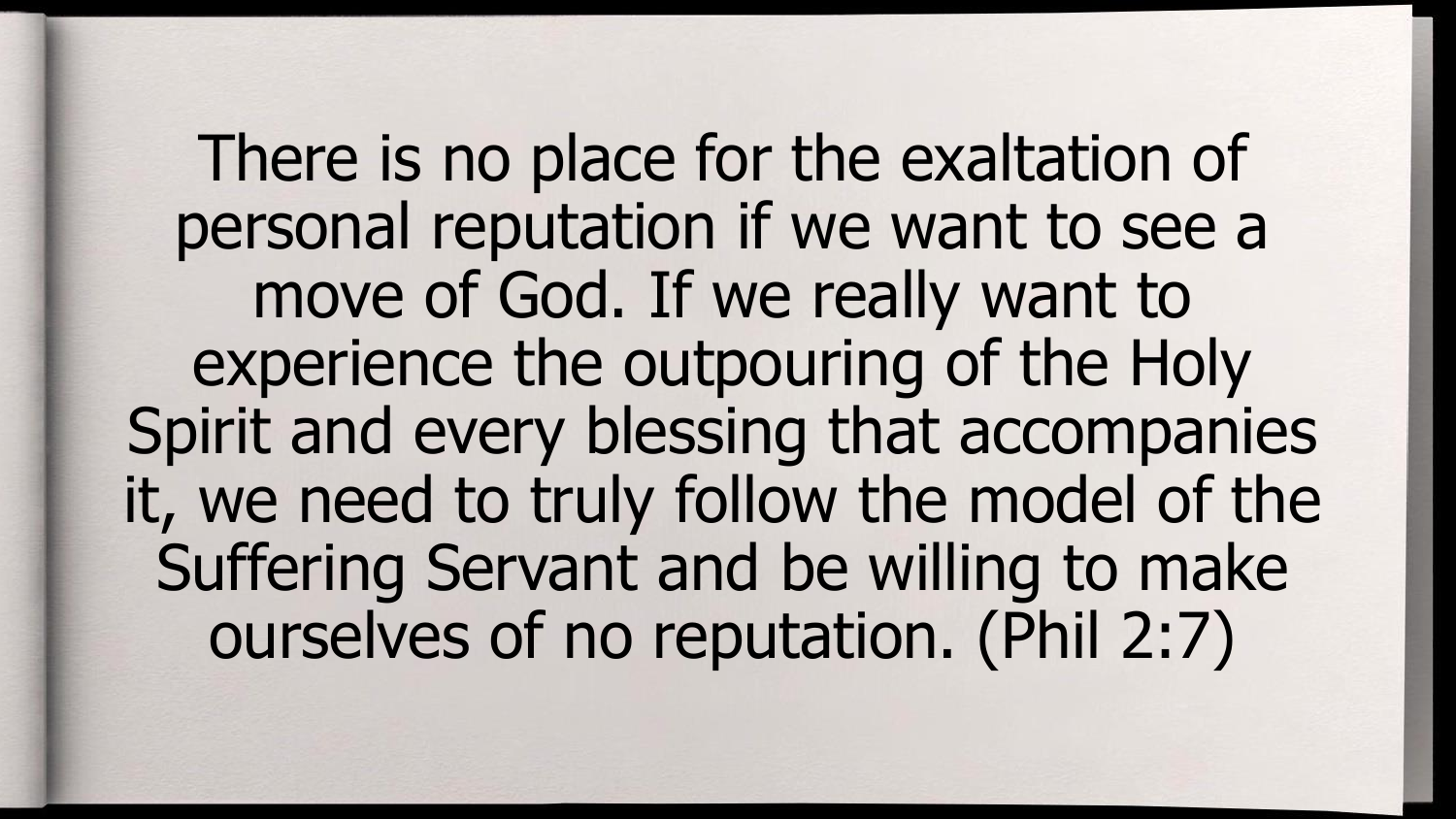There is no place for the exaltation of personal reputation if we want to see a move of God. If we really want to experience the outpouring of the Holy Spirit and every blessing that accompanies it, we need to truly follow the model of the Suffering Servant and be willing to make ourselves of no reputation. (Phil 2:7)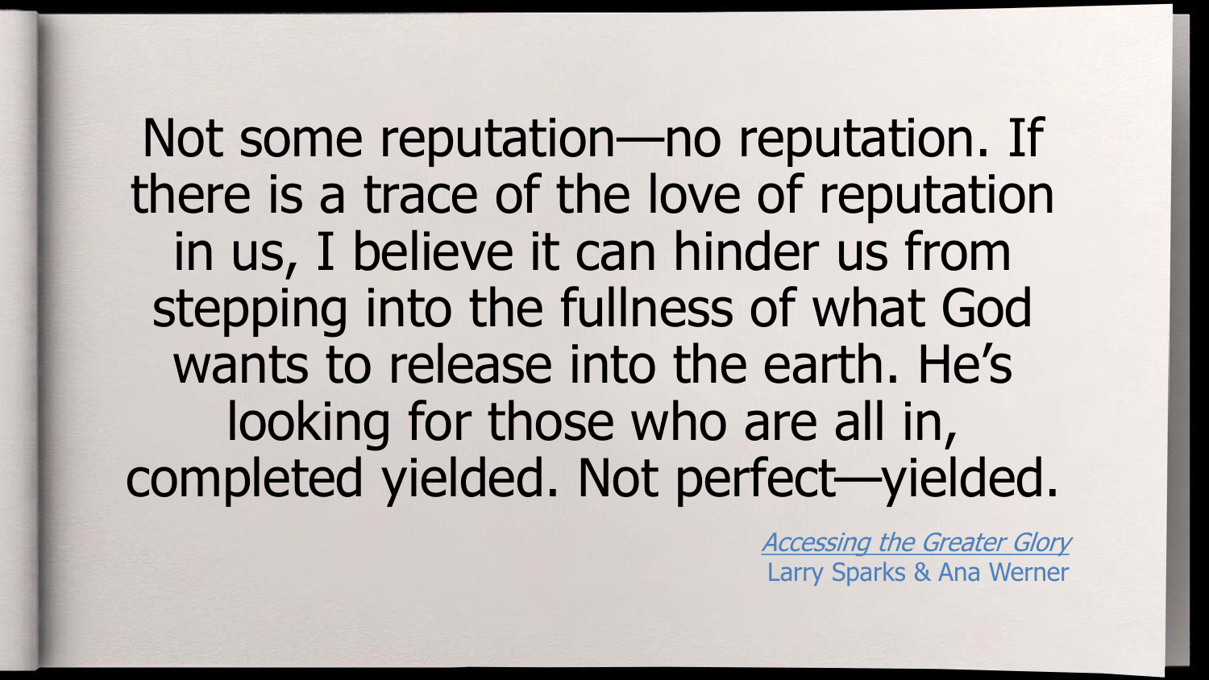Not some reputation—no reputation. If there is a trace of the love of reputation in us, I believe it can hinder us from stepping into the fullness of what God wants to release into the earth. He's looking for those who are all in, completed yielded. Not perfect—yielded.

*Accessing the Greater Glory*
Larry Sparks & Ana Werner